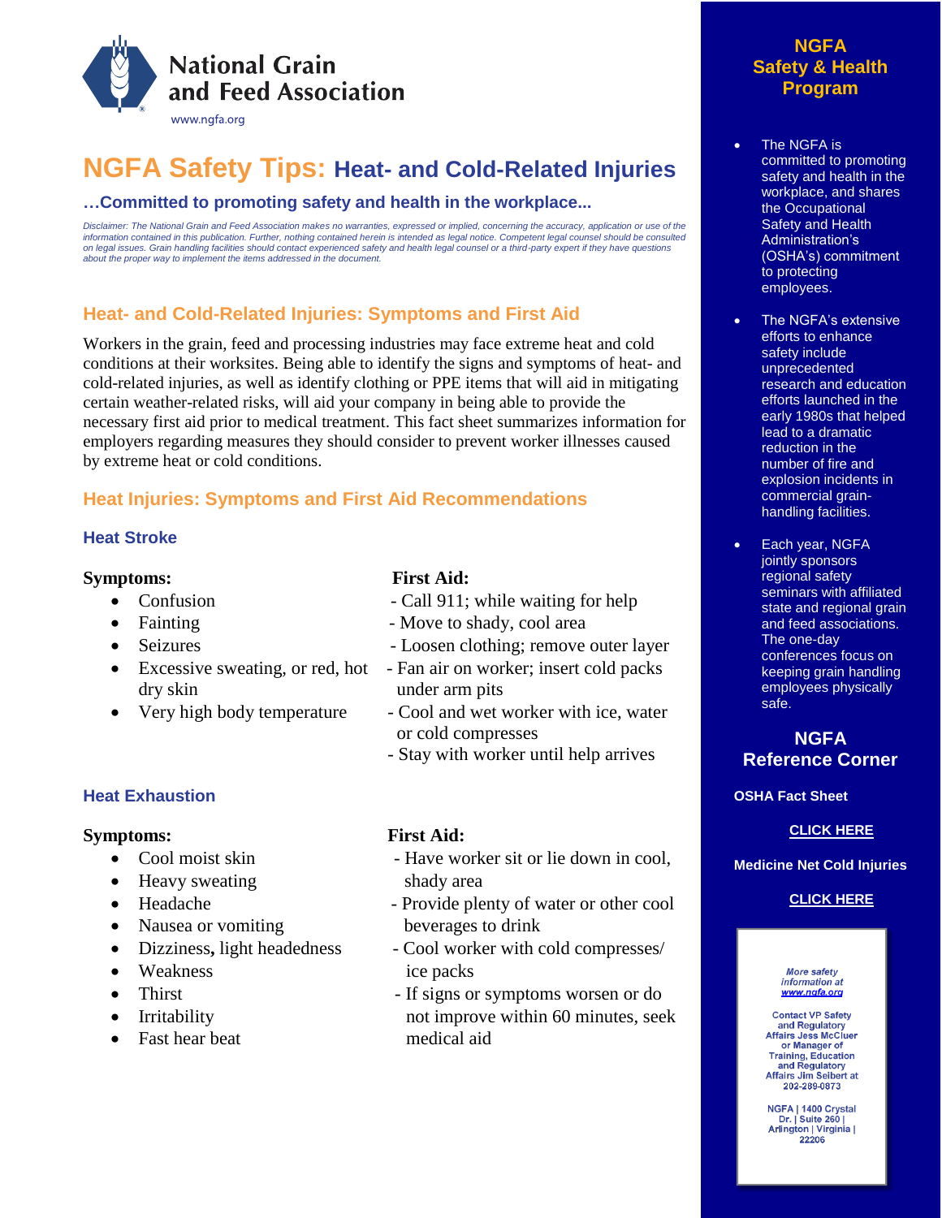National Grain and Feed Association

www.ngfa.org

# NGFA Safety Tips: Heat- and Cold-Related Injuries

### …Committed to promoting safety and health in the workplace...

*Disclaimer: The National Grain and Feed Association makes no warranties, expressed or implied, concerning the accuracy, application or use of the information contained in this publication. Further, nothing contained herein is intended as legal notice. Competent legal counsel should be consulted on legal issues. Grain handling facilities should contact experienced safety and health legal counsel or a third-party expert if they have questions about the proper way to implement the items addressed in the document.*

## Heat- and Cold-Related Injuries: Symptoms and First Aid

Workers in the grain, feed and processing industries may face extreme heat and cold conditions at their worksites. Being able to identify the signs and symptoms of heat- and cold-related injuries, as well as identify clothing or PPE items that will aid in mitigating certain weather-related risks, will aid your company in being able to provide the necessary first aid prior to medical treatment. This fact sheet summarizes information for employers regarding measures they should consider to prevent worker illnesses caused by extreme heat or cold conditions.

## Heat Injuries: Symptoms and First Aid Recommendations

### Heat Stroke

**Symptoms:**

- Confusion
- Fainting
- Seizures
- Excessive sweating, or red, hot dry skin
- Very high body temperature

**First Aid:**

- Call 911; while waiting for help
- Move to shady, cool area
- Loosen clothing; remove outer layer
- Fan air on worker; insert cold packs under arm pits
- Cool and wet worker with ice, water or cold compresses
- Stay with worker until help arrives

### Heat Exhaustion

**Symptoms:**

- Cool moist skin
- Heavy sweating
- Headache
- Nausea or vomiting
- Dizziness**,** light headedness
- Weakness
- Thirst
- Irritability
- Fast hear beat

**First Aid:**

- Have worker sit or lie down in cool, shady area
- Provide plenty of water or other cool beverages to drink
- Cool worker with cold compresses/ ice packs
- If signs or symptoms worsen or do not improve within 60 minutes, seek medical aid

## NGFA Safety & Health Program

- The NGFA is committed to promoting safety and health in the workplace, and shares the Occupational Safety and Health Administration's (OSHA's) commitment to protecting employees.
- The NGFA's extensive efforts to enhance safety include unprecedented research and education efforts launched in the early 1980s that helped lead to a dramatic reduction in the number of fire and explosion incidents in commercial grain-handling facilities.
- Each year, NGFA jointly sponsors regional safety seminars with affiliated state and regional grain and feed associations. The one-day conferences focus on keeping grain handling employees physically safe.

## NGFA Reference Corner

**OSHA Fact Sheet**

**CLICK HERE**

**Medicine Net Cold Injuries**

**CLICK HERE**

*More safety information at www.ngfa.org*

Contact VP Safety and Regulatory Affairs Jess McCluer or Manager of Training, Education and Regulatory Affairs Jim Seibert at 202-289-0873

NGFA | 1400 Crystal Dr. | Suite 260 | Arlington | Virginia | 22206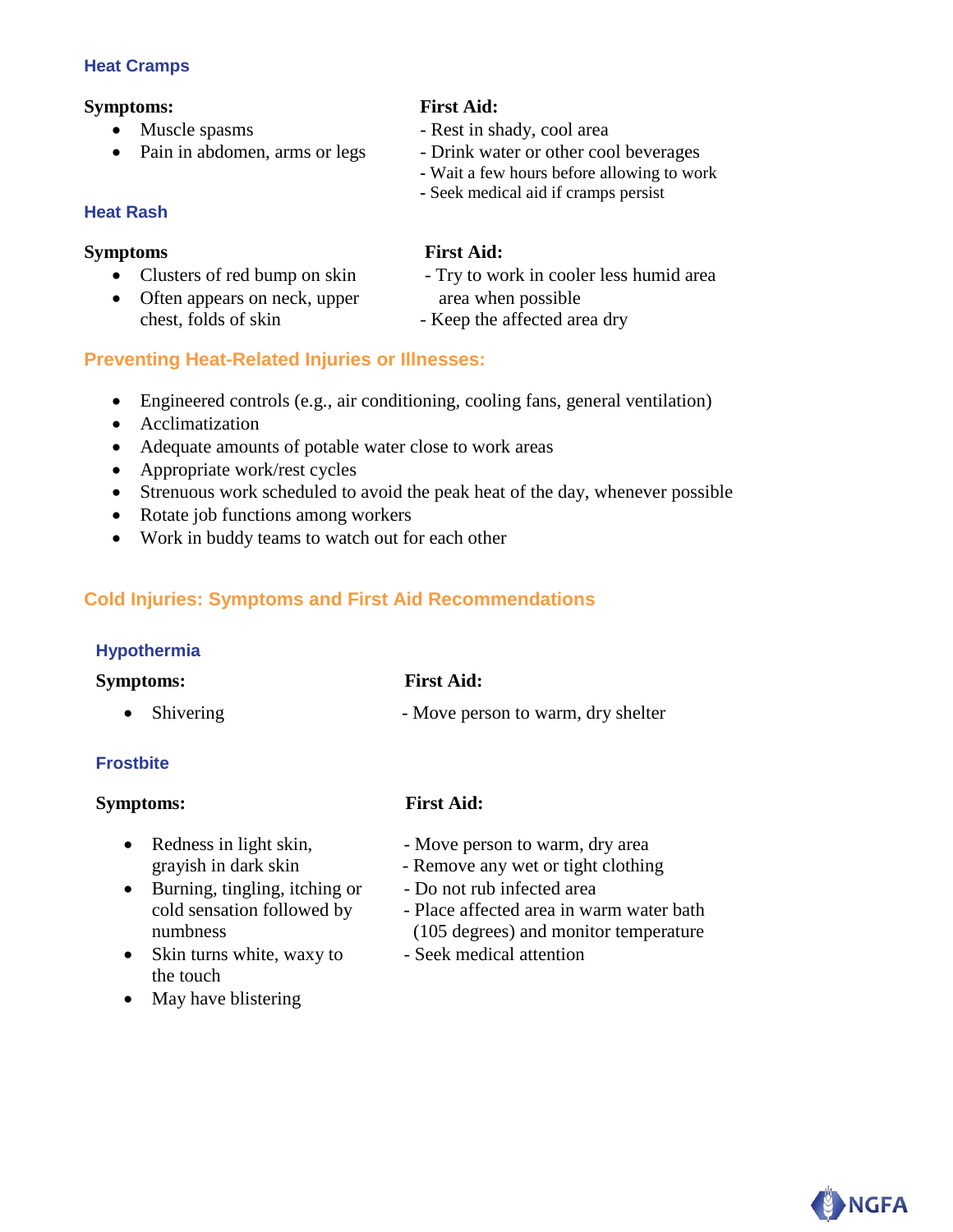### Heat Cramps

**Symptoms:**

- Muscle spasms
- Pain in abdomen, arms or legs

**First Aid:**

- Rest in shady, cool area
- Drink water or other cool beverages
- Wait a few hours before allowing to work
- Seek medical aid if cramps persist

### Heat Rash

**Symptoms**

- Clusters of red bump on skin
- Often appears on neck, upper chest, folds of skin

**First Aid:**

- Try to work in cooler less humid area area when possible
- Keep the affected area dry

## Preventing Heat-Related Injuries or Illnesses:

- Engineered controls (e.g., air conditioning, cooling fans, general ventilation)
- Acclimatization
- Adequate amounts of potable water close to work areas
- Appropriate work/rest cycles
- Strenuous work scheduled to avoid the peak heat of the day, whenever possible
- Rotate job functions among workers
- Work in buddy teams to watch out for each other

## Cold Injuries: Symptoms and First Aid Recommendations

### Hypothermia

**Symptoms:**

- Shivering

**First Aid:**

- Move person to warm, dry shelter

### Frostbite

**Symptoms:**

- Redness in light skin, grayish in dark skin
- Burning, tingling, itching or cold sensation followed by numbness
- Skin turns white, waxy to the touch
- May have blistering

**First Aid:**

- Move person to warm, dry area
- Remove any wet or tight clothing
- Do not rub infected area
- Place affected area in warm water bath (105 degrees) and monitor temperature
- Seek medical attention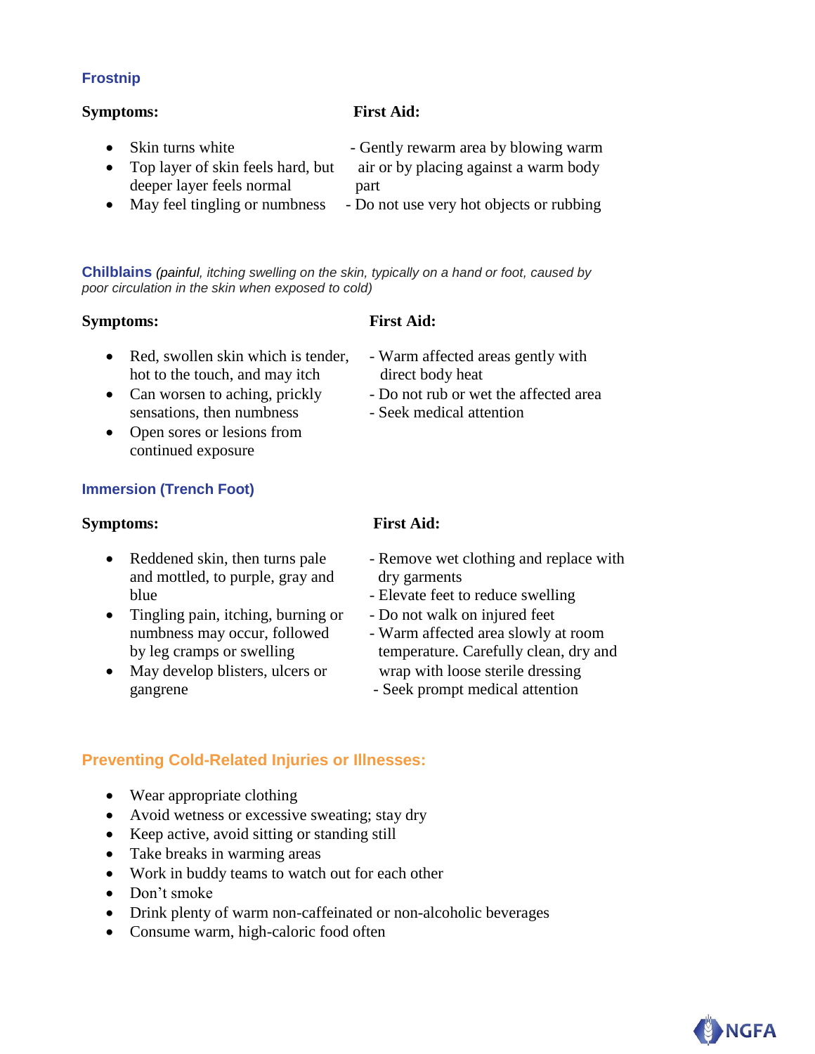### Frostnip

**Symptoms:**

- Skin turns white
- Top layer of skin feels hard, but deeper layer feels normal
- May feel tingling or numbness

**First Aid:**

- Gently rewarm area by blowing warm air or by placing against a warm body part
- Do not use very hot objects or rubbing

### Chilblains *(painful, itching swelling on the skin, typically on a hand or foot, caused by poor circulation in the skin when exposed to cold)*

**Symptoms:**

- Red, swollen skin which is tender, hot to the touch, and may itch
- Can worsen to aching, prickly sensations, then numbness
- Open sores or lesions from continued exposure

**First Aid:**

- Warm affected areas gently with direct body heat
- Do not rub or wet the affected area
- Seek medical attention

### Immersion (Trench Foot)

**Symptoms:**

- Reddened skin, then turns pale and mottled, to purple, gray and blue
- Tingling pain, itching, burning or numbness may occur, followed by leg cramps or swelling
- May develop blisters, ulcers or gangrene

**First Aid:**

- Remove wet clothing and replace with dry garments
- Elevate feet to reduce swelling
- Do not walk on injured feet
- Warm affected area slowly at room temperature. Carefully clean, dry and wrap with loose sterile dressing
- Seek prompt medical attention

## Preventing Cold-Related Injuries or Illnesses:

- Wear appropriate clothing
- Avoid wetness or excessive sweating; stay dry
- Keep active, avoid sitting or standing still
- Take breaks in warming areas
- Work in buddy teams to watch out for each other
- Don't smoke
- Drink plenty of warm non-caffeinated or non-alcoholic beverages
- Consume warm, high-caloric food often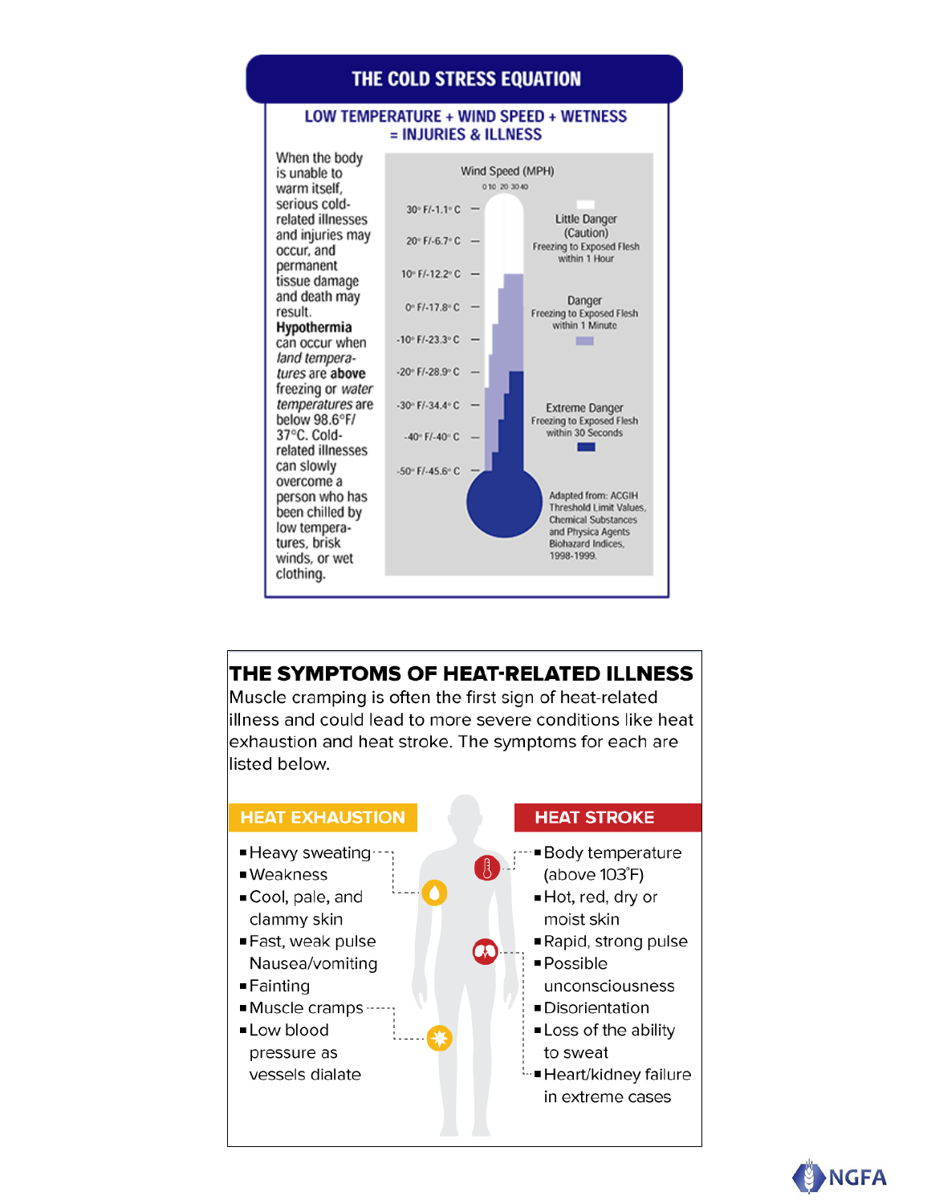## THE COLD STRESS EQUATION

**LOW TEMPERATURE + WIND SPEED + WETNESS = INJURIES & ILLNESS**

When the body is unable to warm itself, serious cold-related illnesses and injuries may occur, and permanent tissue damage and death may result. **Hypothermia** can occur when *land temperatures* are **above** freezing or *water temperatures* are below 98.6°F/37°C. Cold-related illnesses can slowly overcome a person who has been chilled by low temperatures, brisk winds, or wet clothing.

Wind Speed (MPH)

0 10 20 30 40

30° F/-1.1° C

20° F/-6.7° C

10° F/-12.2° C

0° F/-17.8° C

-10° F/-23.3° C

-20° F/-28.9° C

-30° F/-34.4° C

-40° F/-40° C

-50° F/-45.6° C

Little Danger (Caution)
Freezing to Exposed Flesh within 1 Hour

Danger
Freezing to Exposed Flesh within 1 Minute

Extreme Danger
Freezing to Exposed Flesh within 30 Seconds

Adapted from: ACGIH Threshold Limit Values, Chemical Substances and Physica Agents Biohazard Indices, 1998-1999.

## THE SYMPTOMS OF HEAT-RELATED ILLNESS

Muscle cramping is often the first sign of heat-related illness and could lead to more severe conditions like heat exhaustion and heat stroke. The symptoms for each are listed below.

### HEAT EXHAUSTION

- Heavy sweating
- Weakness
- Cool, pale, and clammy skin
- Fast, weak pulse Nausea/vomiting
- Fainting
- Muscle cramps
- Low blood pressure as vessels dialate

### HEAT STROKE

- Body temperature (above 103°F)
- Hot, red, dry or moist skin
- Rapid, strong pulse
- Possible unconsciousness
- Disorientation
- Loss of the ability to sweat
- Heart/kidney failure in extreme cases